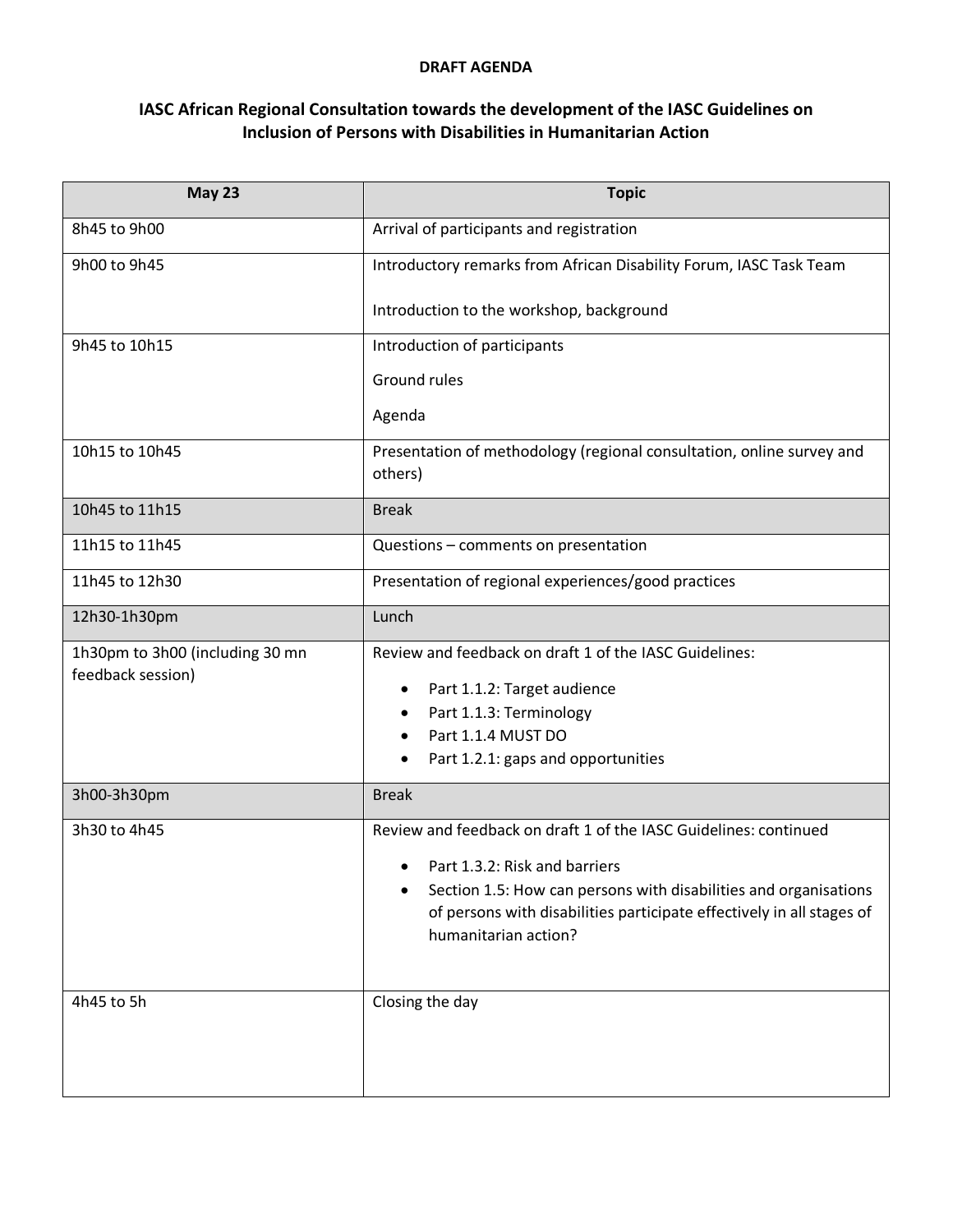**DRAFT AGENDA**

# IASC African Regional Consultation towards the development of the IASC Guidelines on Inclusion of Persons with Disabilities in Humanitarian Action

| May 23 | Topic |
|---|---|
| 8h45 to 9h00 | Arrival of participants and registration |
| 9h00 to 9h45 | Introductory remarks from African Disability Forum, IASC Task Team<br><br>Introduction to the workshop, background |
| 9h45 to 10h15 | Introduction of participants<br><br>Ground rules<br><br>Agenda |
| 10h15 to 10h45 | Presentation of methodology (regional consultation, online survey and others) |
| 10h45 to 11h15 | Break |
| 11h15 to 11h45 | Questions – comments on presentation |
| 11h45 to 12h30 | Presentation of regional experiences/good practices |
| 12h30-1h30pm | Lunch |
| 1h30pm to 3h00 (including 30 mn feedback session) | Review and feedback on draft 1 of the IASC Guidelines:<br>• Part 1.1.2: Target audience<br>• Part 1.1.3: Terminology<br>• Part 1.1.4 MUST DO<br>• Part 1.2.1: gaps and opportunities |
| 3h00-3h30pm | Break |
| 3h30 to 4h45 | Review and feedback on draft 1 of the IASC Guidelines: continued<br>• Part 1.3.2: Risk and barriers<br>• Section 1.5: How can persons with disabilities and organisations of persons with disabilities participate effectively in all stages of humanitarian action? |
| 4h45 to 5h | Closing the day |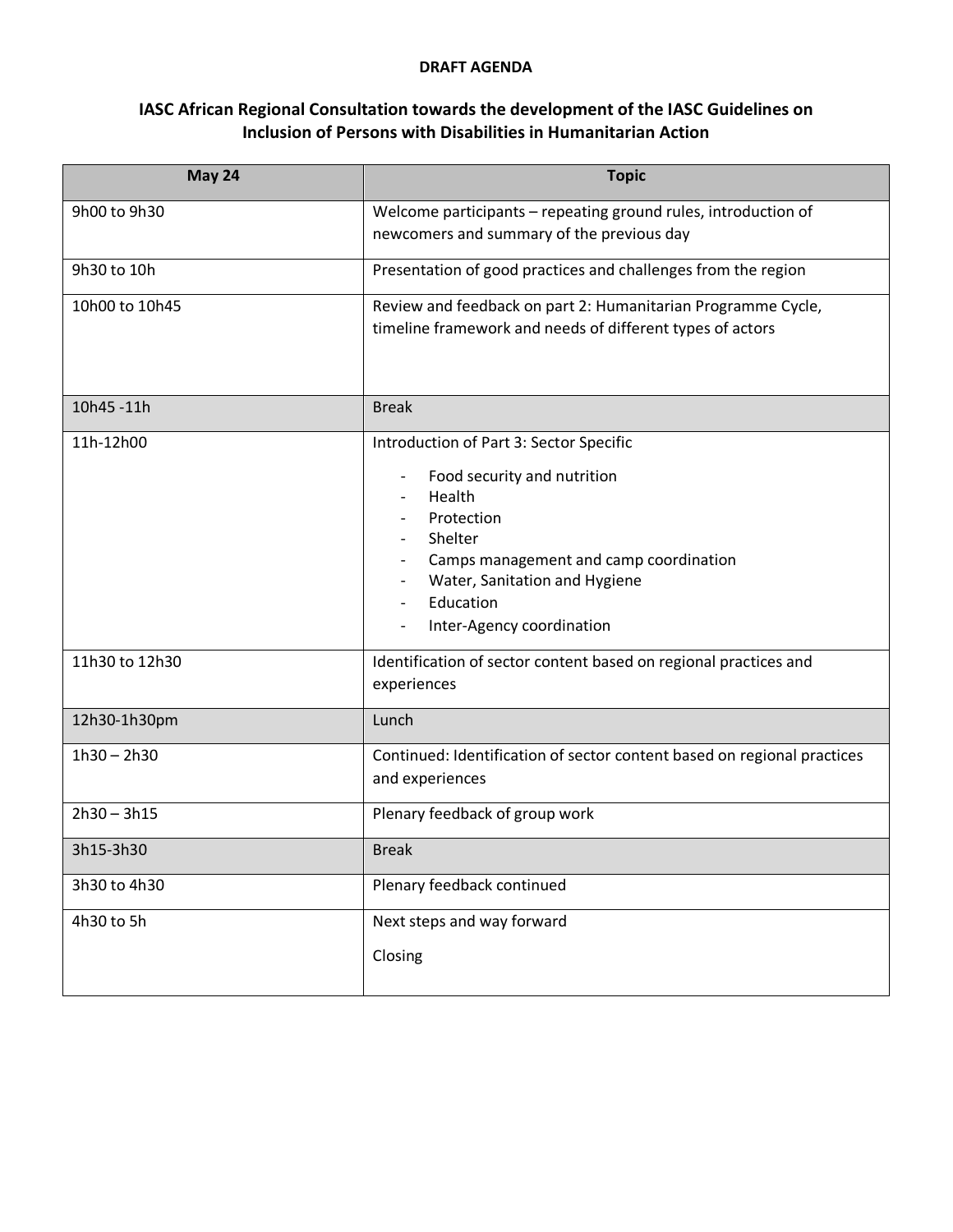**DRAFT AGENDA**

## IASC African Regional Consultation towards the development of the IASC Guidelines on Inclusion of Persons with Disabilities in Humanitarian Action

| May 24 | Topic |
|---|---|
| 9h00 to 9h30 | Welcome participants – repeating ground rules, introduction of newcomers and summary of the previous day |
| 9h30 to 10h | Presentation of good practices and challenges from the region |
| 10h00 to 10h45 | Review and feedback on part 2: Humanitarian Programme Cycle, timeline framework and needs of different types of actors |
| 10h45 -11h | Break |
| 11h-12h00 | Introduction of Part 3: Sector Specific<br>- Food security and nutrition<br>- Health<br>- Protection<br>- Shelter<br>- Camps management and camp coordination<br>- Water, Sanitation and Hygiene<br>- Education<br>- Inter-Agency coordination |
| 11h30 to 12h30 | Identification of sector content based on regional practices and experiences |
| 12h30-1h30pm | Lunch |
| 1h30 – 2h30 | Continued: Identification of sector content based on regional practices and experiences |
| 2h30 – 3h15 | Plenary feedback of group work |
| 3h15-3h30 | Break |
| 3h30 to 4h30 | Plenary feedback continued |
| 4h30 to 5h | Next steps and way forward<br>Closing |